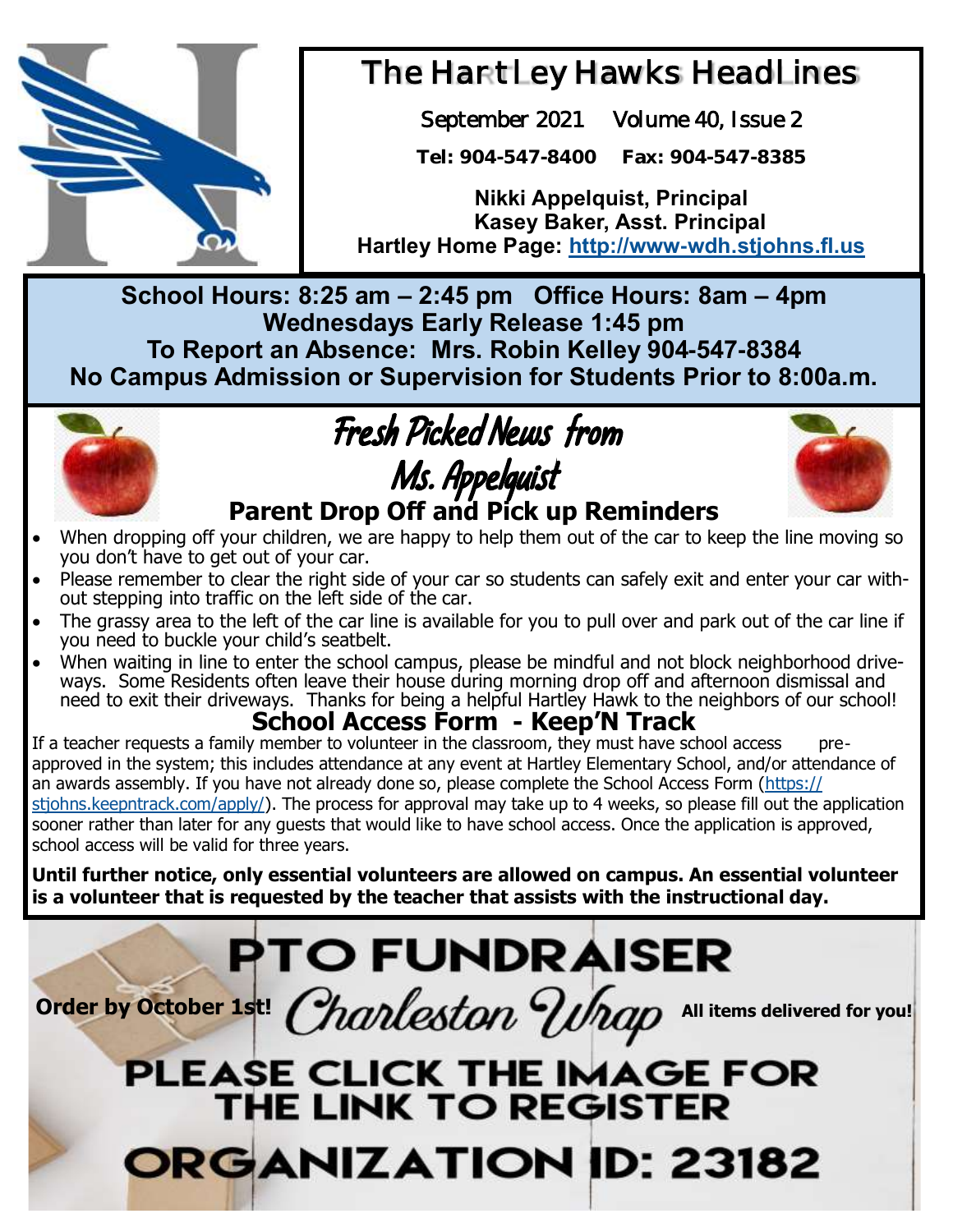# The Hartley Hawks Headlines

September 2021 Volume 40, Issue 2

**Tel: 904-547-8400 Fax: 904-547-8385**

**Nikki Appelquist, Principal**
**Kasey Baker, Asst. Principal**
**Hartley Home Page: [http://www-wdh.stjohns.fl.us](http://www-wdh.stjohns.fl.us)**

**School Hours: 8:25 am – 2:45 pm Office Hours: 8am – 4pm**
**Wednesdays Early Release 1:45 pm**
**To Report an Absence: Mrs. Robin Kelley 904-547-8384**
**No Campus Admission or Supervision for Students Prior to 8:00a.m.**

## Fresh Picked News from Ms. Appelquist

### Parent Drop Off and Pick up Reminders

- When dropping off your children, we are happy to help them out of the car to keep the line moving so you don't have to get out of your car.
- Please remember to clear the right side of your car so students can safely exit and enter your car without stepping into traffic on the left side of the car.
- The grassy area to the left of the car line is available for you to pull over and park out of the car line if you need to buckle your child's seatbelt.
- When waiting in line to enter the school campus, please be mindful and not block neighborhood driveways. Some Residents often leave their house during morning drop off and afternoon dismissal and need to exit their driveways. Thanks for being a helpful Hartley Hawk to the neighbors of our school!

### School Access Form - Keep'N Track

If a teacher requests a family member to volunteer in the classroom, they must have school access pre-approved in the system; this includes attendance at any event at Hartley Elementary School, and/or attendance of an awards assembly. If you have not already done so, please complete the School Access Form ([https://stjohns.keepntrack.com/apply/](https://stjohns.keepntrack.com/apply/)). The process for approval may take up to 4 weeks, so please fill out the application sooner rather than later for any guests that would like to have school access. Once the application is approved, school access will be valid for three years.

**Until further notice, only essential volunteers are allowed on campus. An essential volunteer is a volunteer that is requested by the teacher that assists with the instructional day.**

## PTO FUNDRAISER

**Order by October 1st!** *Charleston Wrap* **All items delivered for you!**

**PLEASE CLICK THE IMAGE FOR THE LINK TO REGISTER**

**ORGANIZATION ID: 23182**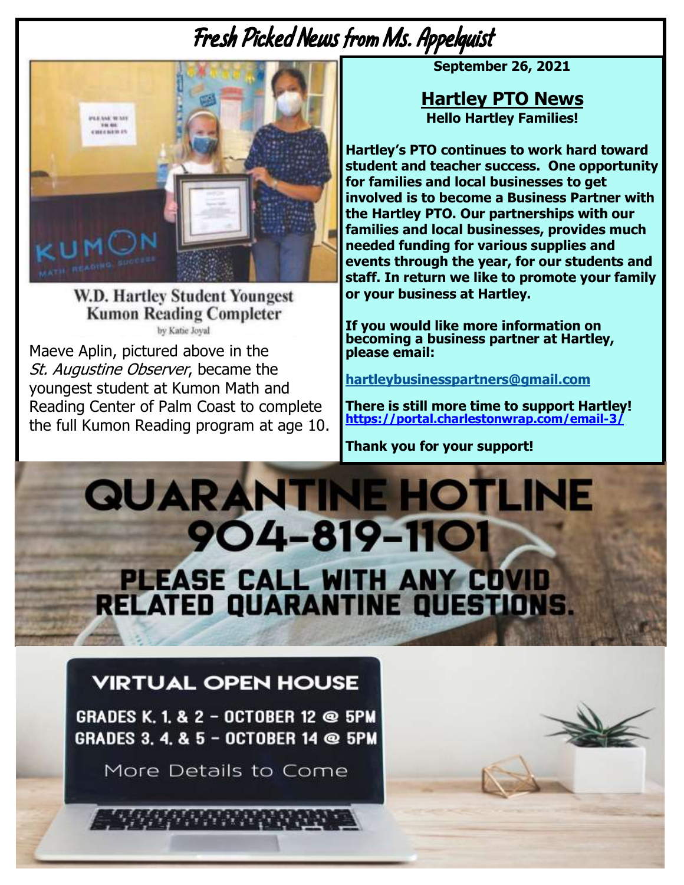# Fresh Picked News from Ms. Appelquist

**September 26, 2021**

## W.D. Hartley Student Youngest Kumon Reading Completer

by Katie Joyal

Maeve Aplin, pictured above in the *St. Augustine Observer*, became the youngest student at Kumon Math and Reading Center of Palm Coast to complete the full Kumon Reading program at age 10.

## Hartley PTO News

**Hello Hartley Families!**

**Hartley's PTO continues to work hard toward student and teacher success. One opportunity for families and local businesses to get involved is to become a Business Partner with the Hartley PTO. Our partnerships with our families and local businesses, provides much needed funding for various supplies and events through the year, for our students and staff. In return we like to promote your family or your business at Hartley.**

**If you would like more information on becoming a business partner at Hartley, please email:**

**hartleybusinesspartners@gmail.com**

**There is still more time to support Hartley!**
**https://portal.charlestonwrap.com/email-3/**

**Thank you for your support!**

## QUARANTINE HOTLINE 904-819-1101

**PLEASE CALL WITH ANY COVID RELATED QUARANTINE QUESTIONS.**

## VIRTUAL OPEN HOUSE

GRADES K, 1, & 2 - OCTOBER 12 @ 5PM
GRADES 3, 4, & 5 - OCTOBER 14 @ 5PM

More Details to Come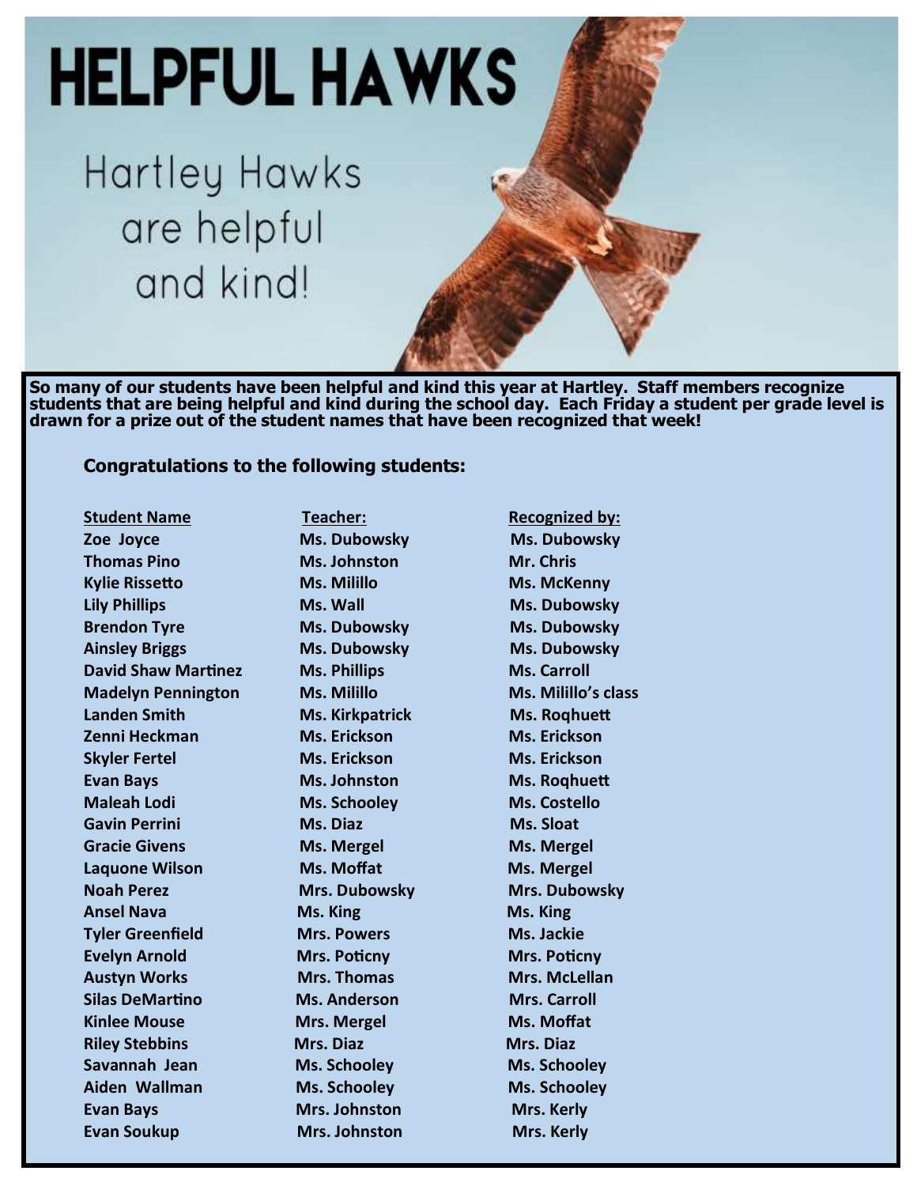# HELPFUL HAWKS

Hartley Hawks are helpful and kind!

**So many of our students have been helpful and kind this year at Hartley. Staff members recognize students that are being helpful and kind during the school day. Each Friday a student per grade level is drawn for a prize out of the student names that have been recognized that week!**

**Congratulations to the following students:**

| Student Name | Teacher: | Recognized by: |
|---|---|---|
| Zoe Joyce | Ms. Dubowsky | Ms. Dubowsky |
| Thomas Pino | Ms. Johnston | Mr. Chris |
| Kylie Rissetto | Ms. Milillo | Ms. McKenny |
| Lily Phillips | Ms. Wall | Ms. Dubowsky |
| Brendon Tyre | Ms. Dubowsky | Ms. Dubowsky |
| Ainsley Briggs | Ms. Dubowsky | Ms. Dubowsky |
| David Shaw Martinez | Ms. Phillips | Ms. Carroll |
| Madelyn Pennington | Ms. Milillo | Ms. Milillo's class |
| Landen Smith | Ms. Kirkpatrick | Ms. Roqhuett |
| Zenni Heckman | Ms. Erickson | Ms. Erickson |
| Skyler Fertel | Ms. Erickson | Ms. Erickson |
| Evan Bays | Ms. Johnston | Ms. Roqhuett |
| Maleah Lodi | Ms. Schooley | Ms. Costello |
| Gavin Perrini | Ms. Diaz | Ms. Sloat |
| Gracie Givens | Ms. Mergel | Ms. Mergel |
| Laquone Wilson | Ms. Moffat | Ms. Mergel |
| Noah Perez | Mrs. Dubowsky | Mrs. Dubowsky |
| Ansel Nava | Ms. King | Ms. King |
| Tyler Greenfield | Mrs. Powers | Ms. Jackie |
| Evelyn Arnold | Mrs. Poticny | Mrs. Poticny |
| Austyn Works | Mrs. Thomas | Mrs. McLellan |
| Silas DeMartino | Ms. Anderson | Mrs. Carroll |
| Kinlee Mouse | Mrs. Mergel | Ms. Moffat |
| Riley Stebbins | Mrs. Diaz | Mrs. Diaz |
| Savannah Jean | Ms. Schooley | Ms. Schooley |
| Aiden Wallman | Ms. Schooley | Ms. Schooley |
| Evan Bays | Mrs. Johnston | Mrs. Kerly |
| Evan Soukup | Mrs. Johnston | Mrs. Kerly |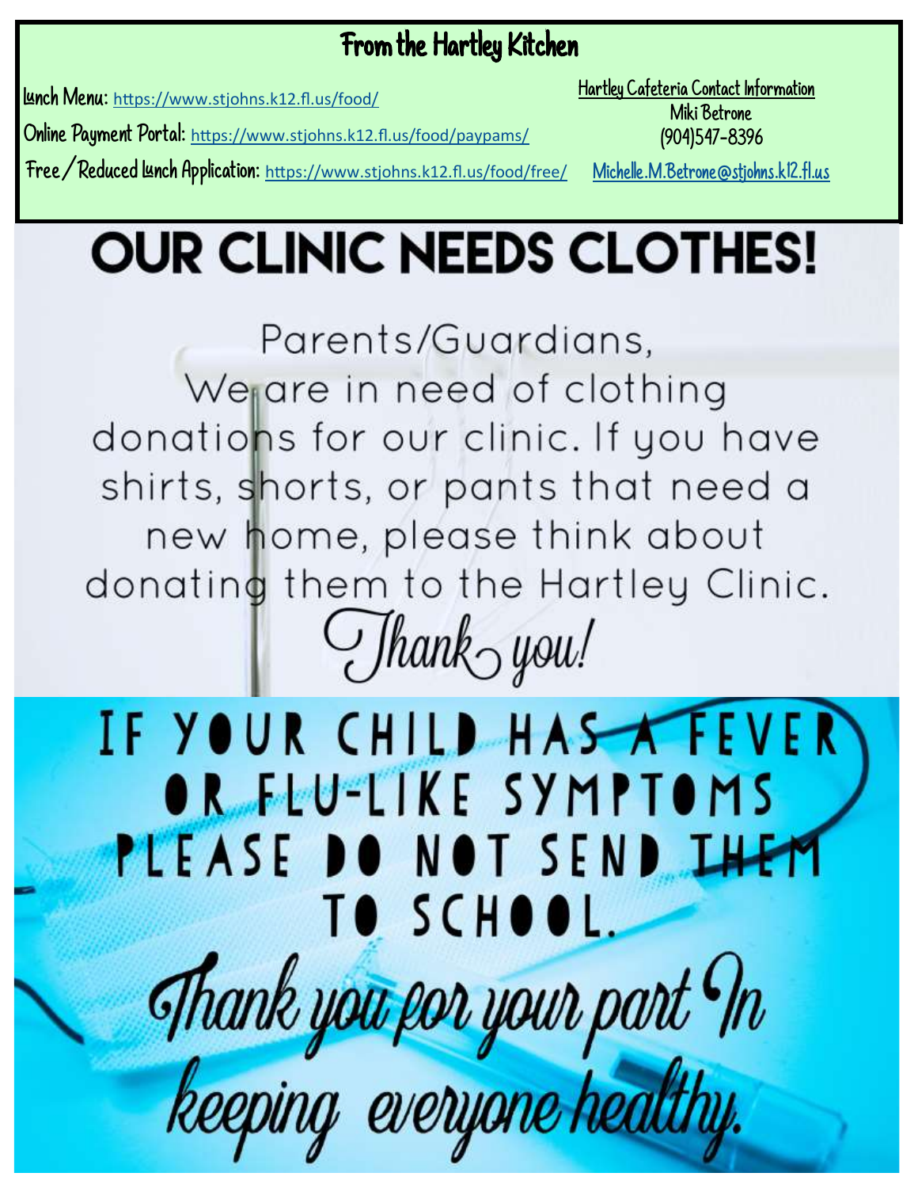# From the Hartley Kitchen

**Lunch Menu:** https://www.stjohns.k12.fl.us/food/

**Online Payment Portal:** https://www.stjohns.k12.fl.us/food/paypams/

**Free / Reduced Lunch Application:** https://www.stjohns.k12.fl.us/food/free/

**Hartley Cafeteria Contact Information**
Miki Betrone
(904)547-8396
Michelle.M.Betrone@stjohns.k12.fl.us

# OUR CLINIC NEEDS CLOTHES!

Parents/Guardians,
We are in need of clothing donations for our clinic. If you have shirts, shorts, or pants that need a new home, please think about donating them to the Hartley Clinic.

*Thank you!*

# IF YOUR CHILD HAS A FEVER OR FLU-LIKE SYMPTOMS PLEASE DO NOT SEND THEM TO SCHOOL.

*Thank you for your part In keeping everyone healthy.*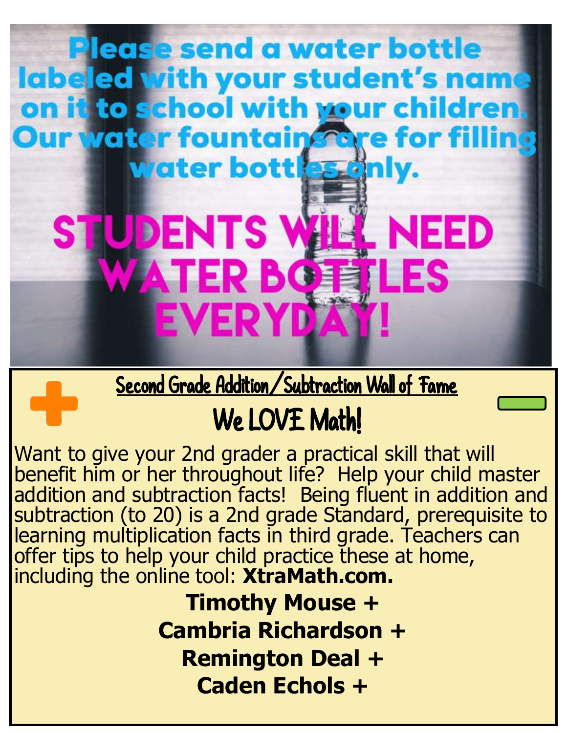Please send a water bottle labeled with your student's name on it to school with your children. Our water fountains are for filling water bottles only.

**STUDENTS WILL NEED WATER BOTTLES EVERYDAY!**

## Second Grade Addition/Subtraction Wall of Fame

### We LOVE Math!

Want to give your 2nd grader a practical skill that will benefit him or her throughout life? Help your child master addition and subtraction facts! Being fluent in addition and subtraction (to 20) is a 2nd grade Standard, prerequisite to learning multiplication facts in third grade. Teachers can offer tips to help your child practice these at home, including the online tool: **XtraMath.com.**

**Timothy Mouse +**

**Cambria Richardson +**

**Remington Deal +**

**Caden Echols +**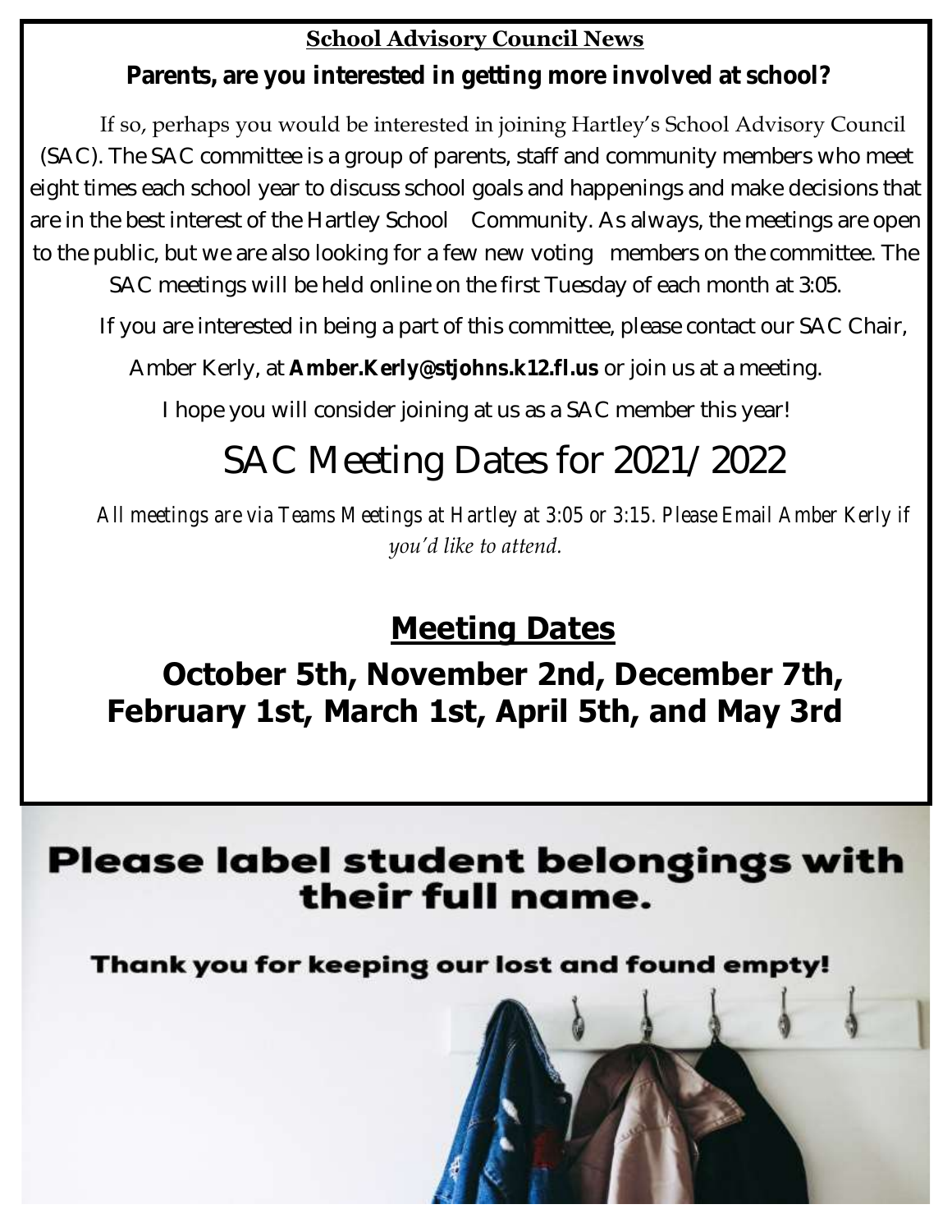**School Advisory Council News**

**Parents, are you interested in getting more involved at school?**

If so, perhaps you would be interested in joining Hartley's School Advisory Council (SAC). The SAC committee is a group of parents, staff and community members who meet eight times each school year to discuss school goals and happenings and make decisions that are in the best interest of the Hartley School Community. As always, the meetings are open to the public, but we are also looking for a few new voting members on the committee. The SAC meetings will be held online on the first Tuesday of each month at 3:05.

If you are interested in being a part of this committee, please contact our SAC Chair, Amber Kerly, at **Amber.Kerly@stjohns.k12.fl.us** or join us at a meeting.

I hope you will consider joining at us as a SAC member this year!

# SAC Meeting Dates for 2021/2022

*All meetings are via Teams Meetings at Hartley at 3:05 or 3:15. Please Email Amber Kerly if you'd like to attend.*

## Meeting Dates

**October 5th, November 2nd, December 7th, February 1st, March 1st, April 5th, and May 3rd**

**Please label student belongings with their full name.**

**Thank you for keeping our lost and found empty!**